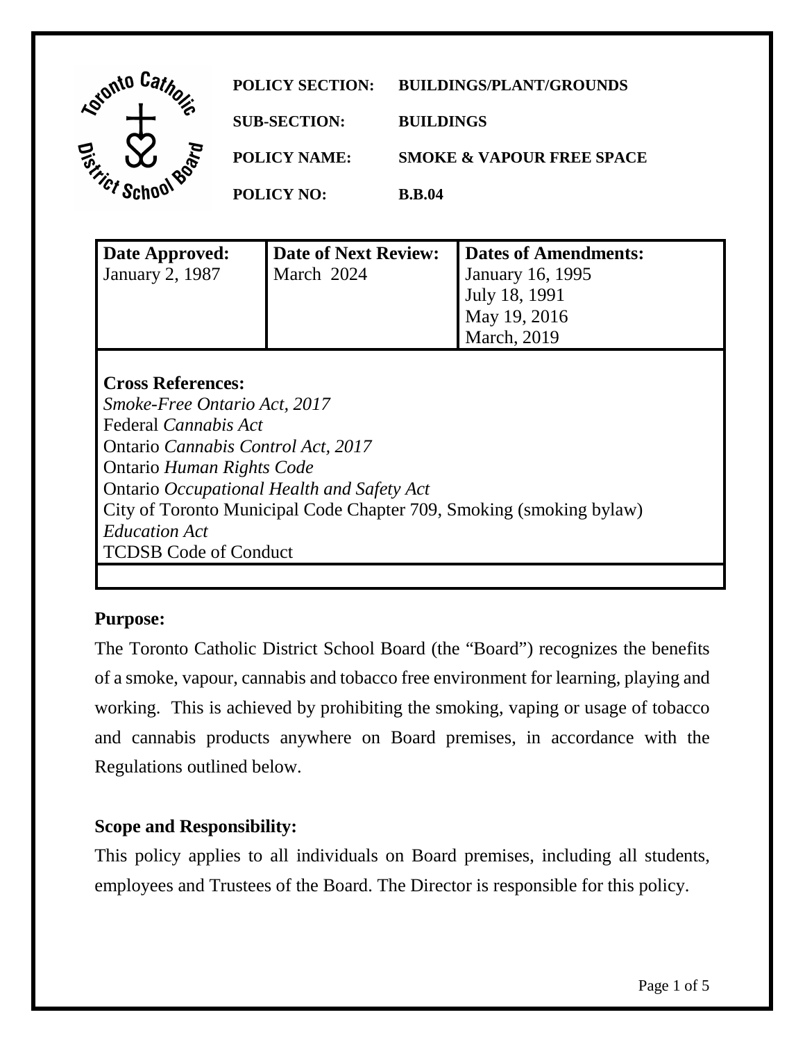**POLICY SECTION:** BUILDINGS/PLANT/GROUNDS

**SUB-SECTION:** BUILDINGS

**POLICY NAME:** SMOKE & VAPOUR FREE SPACE

**POLICY NO:** B.B.04

| **Date Approved:** | **Date of Next Review:** | **Dates of Amendments:** |
|---|---|---|
| January 2, 1987 | March 2024 | January 16, 1995<br>July 18, 1991<br>May 19, 2016<br>March, 2019 |

**Cross References:**

*Smoke-Free Ontario Act, 2017*
Federal *Cannabis Act*
Ontario *Cannabis Control Act, 2017*
Ontario *Human Rights Code*
Ontario *Occupational Health and Safety Act*
City of Toronto Municipal Code Chapter 709, Smoking (smoking bylaw)
*Education Act*
TCDSB Code of Conduct

## Purpose:

The Toronto Catholic District School Board (the "Board") recognizes the benefits of a smoke, vapour, cannabis and tobacco free environment for learning, playing and working. This is achieved by prohibiting the smoking, vaping or usage of tobacco and cannabis products anywhere on Board premises, in accordance with the Regulations outlined below.

## Scope and Responsibility:

This policy applies to all individuals on Board premises, including all students, employees and Trustees of the Board. The Director is responsible for this policy.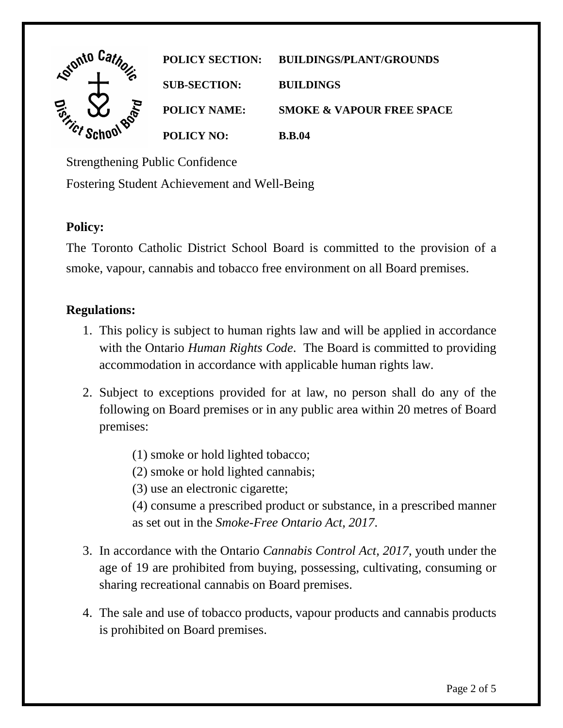| | |
|---|---|
| **POLICY SECTION:** | **BUILDINGS/PLANT/GROUNDS** |
| **SUB-SECTION:** | **BUILDINGS** |
| **POLICY NAME:** | **SMOKE & VAPOUR FREE SPACE** |
| **POLICY NO:** | **B.B.04** |

Strengthening Public Confidence

Fostering Student Achievement and Well-Being

**Policy:**

The Toronto Catholic District School Board is committed to the provision of a smoke, vapour, cannabis and tobacco free environment on all Board premises.

**Regulations:**

1. This policy is subject to human rights law and will be applied in accordance with the Ontario *Human Rights Code*. The Board is committed to providing accommodation in accordance with applicable human rights law.

2. Subject to exceptions provided for at law, no person shall do any of the following on Board premises or in any public area within 20 metres of Board premises:

   (1) smoke or hold lighted tobacco;
   (2) smoke or hold lighted cannabis;
   (3) use an electronic cigarette;
   (4) consume a prescribed product or substance, in a prescribed manner as set out in the *Smoke-Free Ontario Act, 2017*.

3. In accordance with the Ontario *Cannabis Control Act, 2017*, youth under the age of 19 are prohibited from buying, possessing, cultivating, consuming or sharing recreational cannabis on Board premises.

4. The sale and use of tobacco products, vapour products and cannabis products is prohibited on Board premises.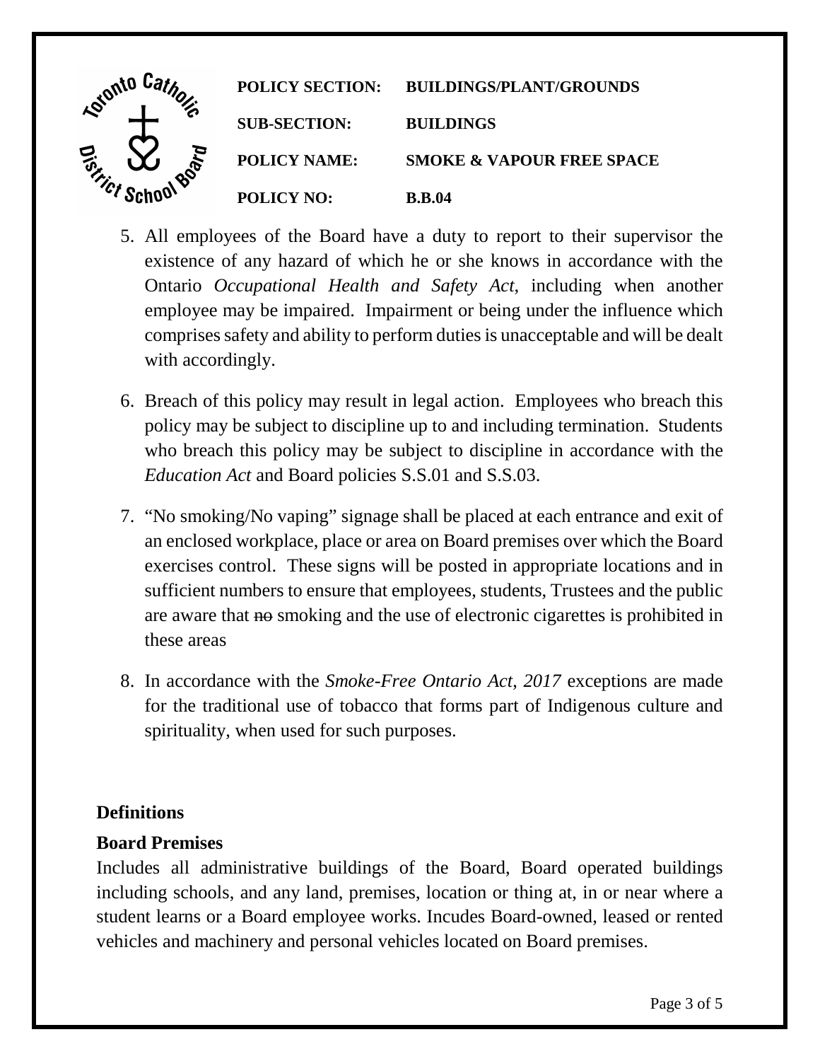5. All employees of the Board have a duty to report to their supervisor the existence of any hazard of which he or she knows in accordance with the Ontario *Occupational Health and Safety Act*, including when another employee may be impaired. Impairment or being under the influence which comprises safety and ability to perform duties is unacceptable and will be dealt with accordingly.

6. Breach of this policy may result in legal action. Employees who breach this policy may be subject to discipline up to and including termination. Students who breach this policy may be subject to discipline in accordance with the *Education Act* and Board policies S.S.01 and S.S.03.

7. "No smoking/No vaping" signage shall be placed at each entrance and exit of an enclosed workplace, place or area on Board premises over which the Board exercises control. These signs will be posted in appropriate locations and in sufficient numbers to ensure that employees, students, Trustees and the public are aware that ~~no~~ smoking and the use of electronic cigarettes is prohibited in these areas

8. In accordance with the *Smoke-Free Ontario Act, 2017* exceptions are made for the traditional use of tobacco that forms part of Indigenous culture and spirituality, when used for such purposes.

## Definitions

### Board Premises

Includes all administrative buildings of the Board, Board operated buildings including schools, and any land, premises, location or thing at, in or near where a student learns or a Board employee works. Incudes Board-owned, leased or rented vehicles and machinery and personal vehicles located on Board premises.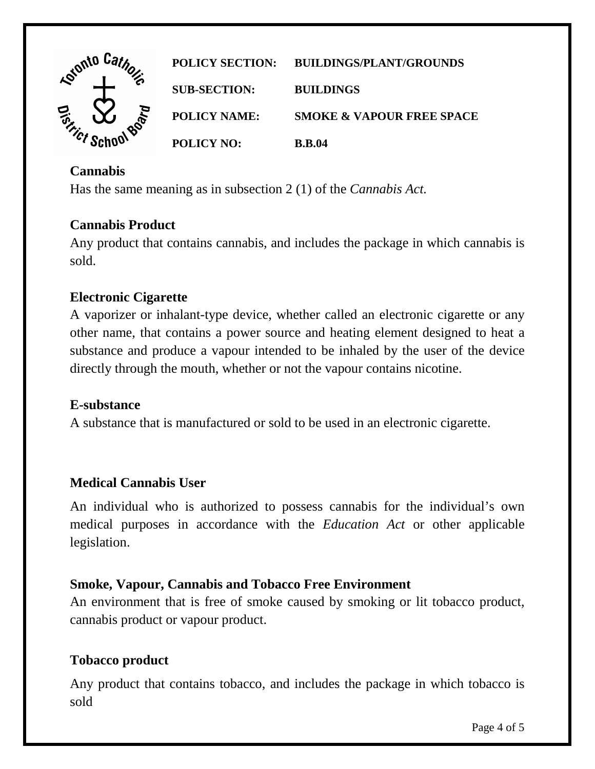**Cannabis**
Has the same meaning as in subsection 2 (1) of the *Cannabis Act.*

**Cannabis Product**
Any product that contains cannabis, and includes the package in which cannabis is sold.

**Electronic Cigarette**
A vaporizer or inhalant-type device, whether called an electronic cigarette or any other name, that contains a power source and heating element designed to heat a substance and produce a vapour intended to be inhaled by the user of the device directly through the mouth, whether or not the vapour contains nicotine.

**E-substance**
A substance that is manufactured or sold to be used in an electronic cigarette.

**Medical Cannabis User**

An individual who is authorized to possess cannabis for the individual's own medical purposes in accordance with the *Education Act* or other applicable legislation.

**Smoke, Vapour, Cannabis and Tobacco Free Environment**
An environment that is free of smoke caused by smoking or lit tobacco product, cannabis product or vapour product.

**Tobacco product**

Any product that contains tobacco, and includes the package in which tobacco is sold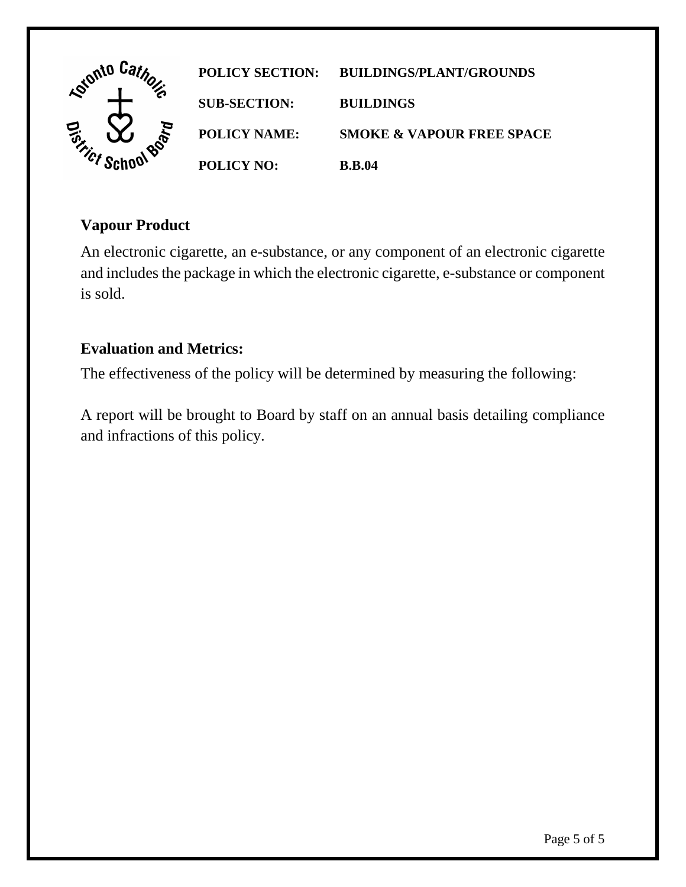### Vapour Product

An electronic cigarette, an e-substance, or any component of an electronic cigarette and includes the package in which the electronic cigarette, e-substance or component is sold.

### Evaluation and Metrics:

The effectiveness of the policy will be determined by measuring the following:

A report will be brought to Board by staff on an annual basis detailing compliance and infractions of this policy.